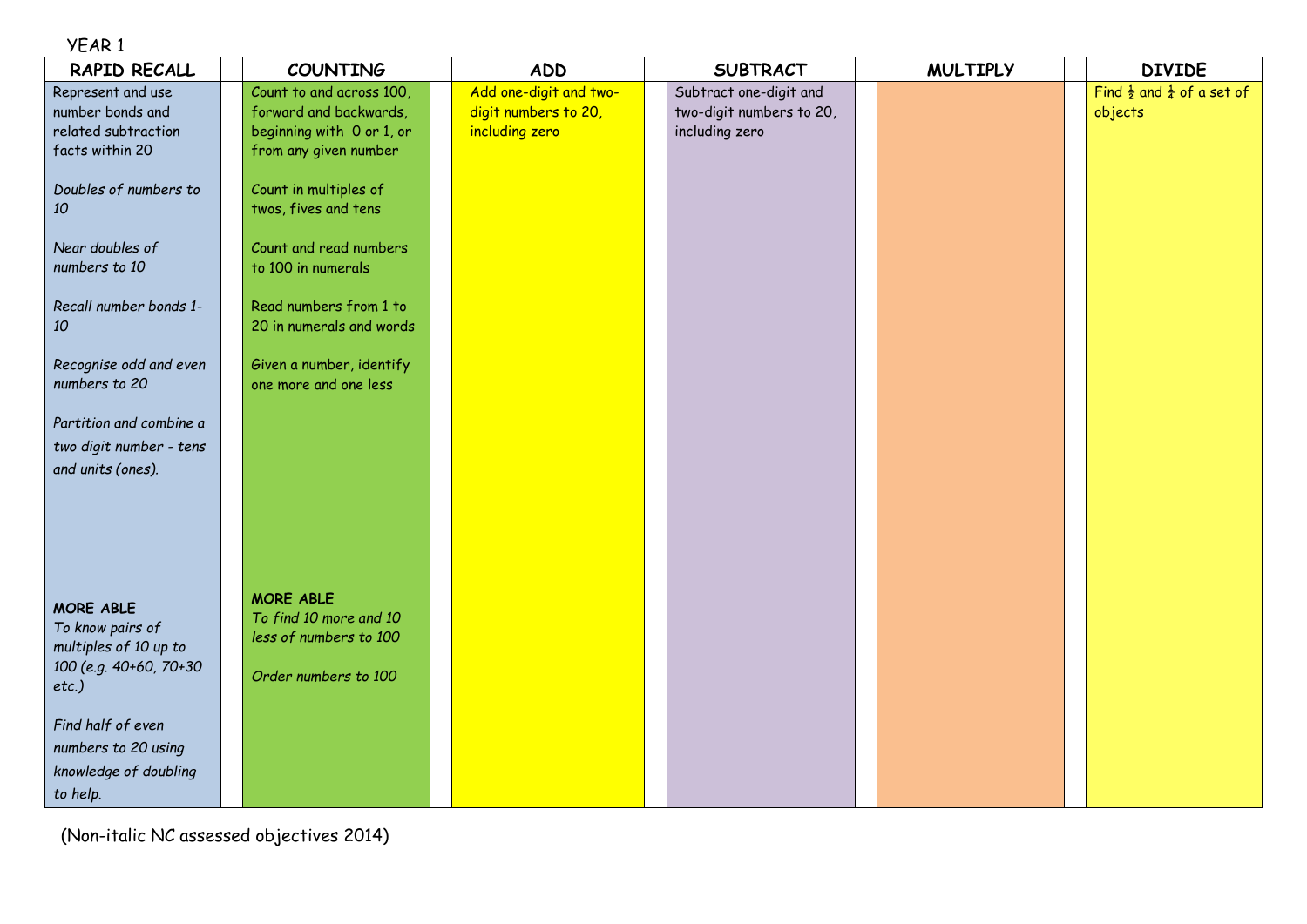YEAR 1

| RAPID RECALL | COUNTING | ADD | SUBTRACT | MULTIPLY | DIVIDE |
|---|---|---|---|---|---|
| Represent and use number bonds and related subtraction facts within 20<br><br>*Doubles of numbers to 10*<br><br>*Near doubles of numbers to 10*<br><br>*Recall number bonds 1-10*<br><br>*Recognise odd and even numbers to 20*<br><br>*Partition and combine a two digit number - tens and units (ones).*<br><br>**MORE ABLE**<br>*To know pairs of multiples of 10 up to 100 (e.g. 40+60, 70+30 etc.)*<br><br>*Find half of even numbers to 20 using knowledge of doubling to help.* | Count to and across 100, forward and backwards, beginning with 0 or 1, or from any given number<br><br>Count in multiples of twos, fives and tens<br><br>Count and read numbers to 100 in numerals<br><br>Read numbers from 1 to 20 in numerals and words<br><br>Given a number, identify one more and one less<br><br>**MORE ABLE**<br>*To find 10 more and 10 less of numbers to 100*<br><br>*Order numbers to 100* | Add one-digit and two-digit numbers to 20, including zero | Subtract one-digit and two-digit numbers to 20, including zero | | Find $\frac{1}{2}$ and $\frac{1}{4}$ of a set of objects |

(Non-italic NC assessed objectives 2014)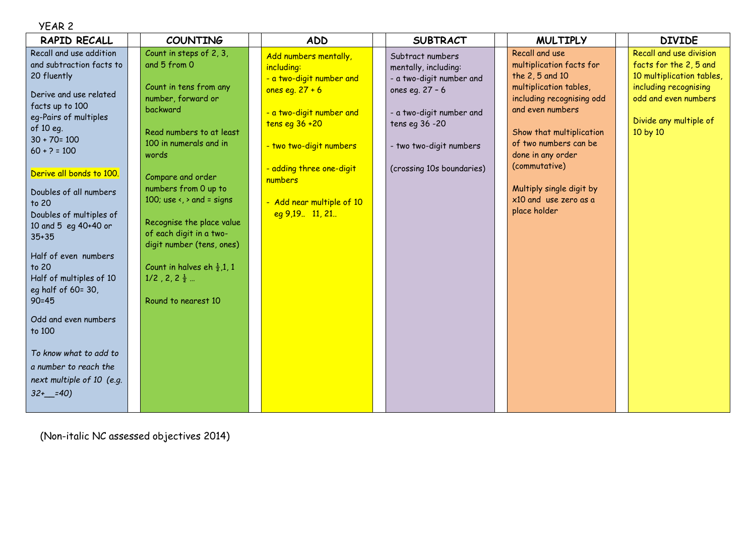YEAR 2

| RAPID RECALL | COUNTING | ADD | SUBTRACT | MULTIPLY | DIVIDE |
|---|---|---|---|---|---|
| Recall and use addition and subtraction facts to 20 fluently<br><br>Derive and use related facts up to 100 eg-Pairs of multiples of 10 eg. 30 + 70= 100 60 + ? = 100<br><br>Derive all bonds to 100.<br><br>Doubles of all numbers to 20<br>Doubles of multiples of 10 and 5 eg 40+40 or 35+35<br><br>Half of even numbers to 20<br>Half of multiples of 10 eg half of 60= 30, 90=45<br><br>Odd and even numbers to 100<br><br>*To know what to add to a number to reach the next multiple of 10 (e.g. 32+__=40)* | Count in steps of 2, 3, and 5 from 0<br><br>Count in tens from any number, forward or backward<br><br>Read numbers to at least 100 in numerals and in words<br><br>Compare and order numbers from 0 up to 100; use <, > and = signs<br><br>Recognise the place value of each digit in a two-digit number (tens, ones)<br><br>Count in halves eh ½,1, 1 1/2 , 2, 2 ½ …<br><br>Round to nearest 10 | Add numbers mentally, including:<br>- a two-digit number and ones eg. 27 + 6<br><br>- a two-digit number and tens eg 36 +20<br><br>- two two-digit numbers<br><br>- adding three one-digit numbers<br><br>- Add near multiple of 10 eg 9,19.. 11, 21.. | Subtract numbers mentally, including:<br>- a two-digit number and ones eg. 27 – 6<br><br>- a two-digit number and tens eg 36 -20<br><br>- two two-digit numbers<br><br>(crossing 10s boundaries) | Recall and use multiplication facts for the 2, 5 and 10 multiplication tables, including recognising odd and even numbers<br><br>Show that multiplication of two numbers can be done in any order (commutative)<br><br>Multiply single digit by x10 and use zero as a place holder | Recall and use division facts for the 2, 5 and 10 multiplication tables, including recognising odd and even numbers<br><br>Divide any multiple of 10 by 10 |

(Non-italic NC assessed objectives 2014)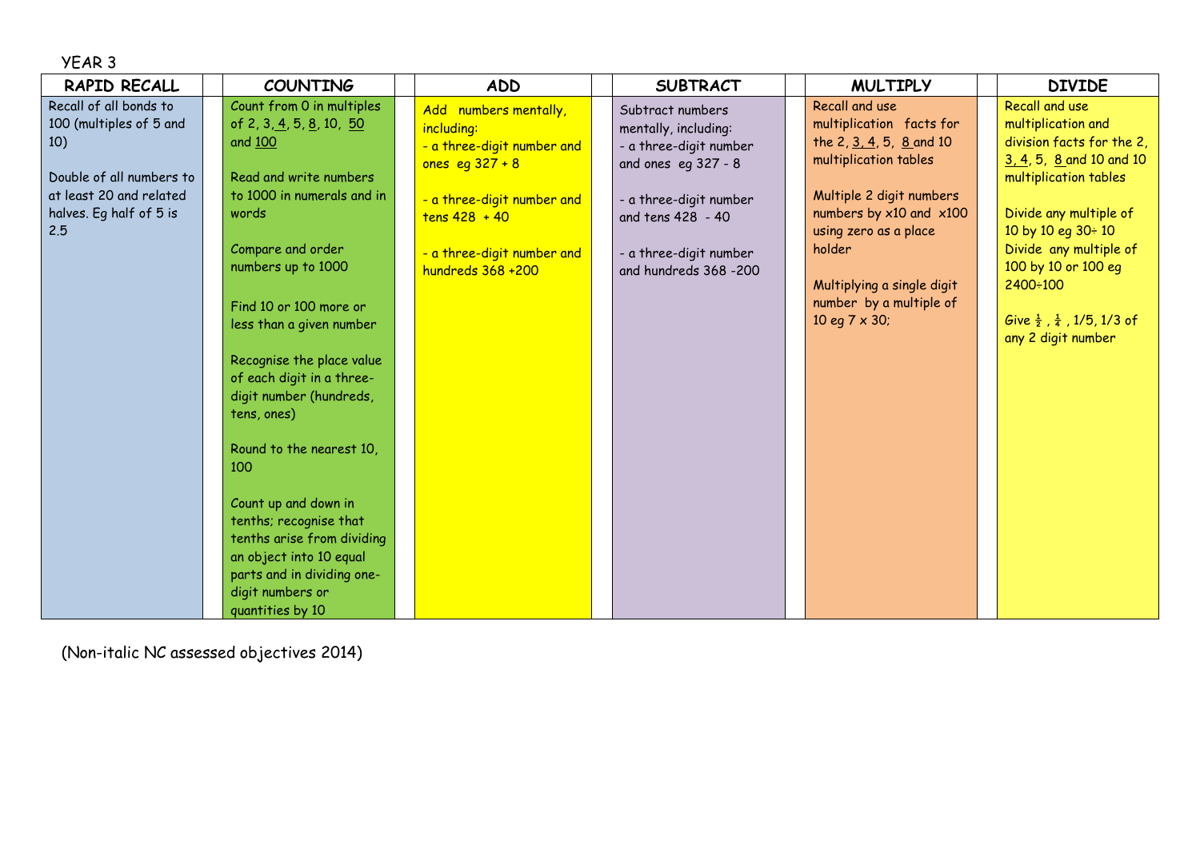YEAR 3

| RAPID RECALL | | COUNTING | | ADD | | SUBTRACT | | MULTIPLY | | DIVIDE |
|---|---|---|---|---|---|---|---|---|---|---|
| Recall of all bonds to 100 (multiples of 5 and 10)<br><br>Double of all numbers to at least 20 and related halves. Eg half of 5 is 2.5 | | Count from 0 in multiples of 2, 3, 4, 5, 8, 10, 50 and 100<br><br>Read and write numbers to 1000 in numerals and in words<br><br>Compare and order numbers up to 1000<br><br>Find 10 or 100 more or less than a given number<br><br>Recognise the place value of each digit in a three-digit number (hundreds, tens, ones)<br><br>Round to the nearest 10, 100<br><br>Count up and down in tenths; recognise that tenths arise from dividing an object into 10 equal parts and in dividing one-digit numbers or quantities by 10 | | Add numbers mentally, including:<br>- a three-digit number and ones eg 327 + 8<br><br>- a three-digit number and tens 428 + 40<br><br>- a three-digit number and hundreds 368 +200 | | Subtract numbers mentally, including:<br>- a three-digit number and ones eg 327 - 8<br><br>- a three-digit number and tens 428 - 40<br><br>- a three-digit number and hundreds 368 -200 | | Recall and use multiplication facts for the 2, 3, 4, 5, 8 and 10 multiplication tables<br><br>Multiple 2 digit numbers numbers by x10 and x100 using zero as a place holder<br><br>Multiplying a single digit number by a multiple of 10 eg 7 x 30; | | Recall and use multiplication and division facts for the 2, 3, 4, 5, 8 and 10 and 10 multiplication tables<br><br>Divide any multiple of 10 by 10 eg 30÷ 10<br>Divide any multiple of 100 by 10 or 100 eg 2400÷100<br><br>Give $\frac{1}{2}$ , $\frac{1}{4}$ , 1/5, 1/3 of any 2 digit number |

(Non-italic NC assessed objectives 2014)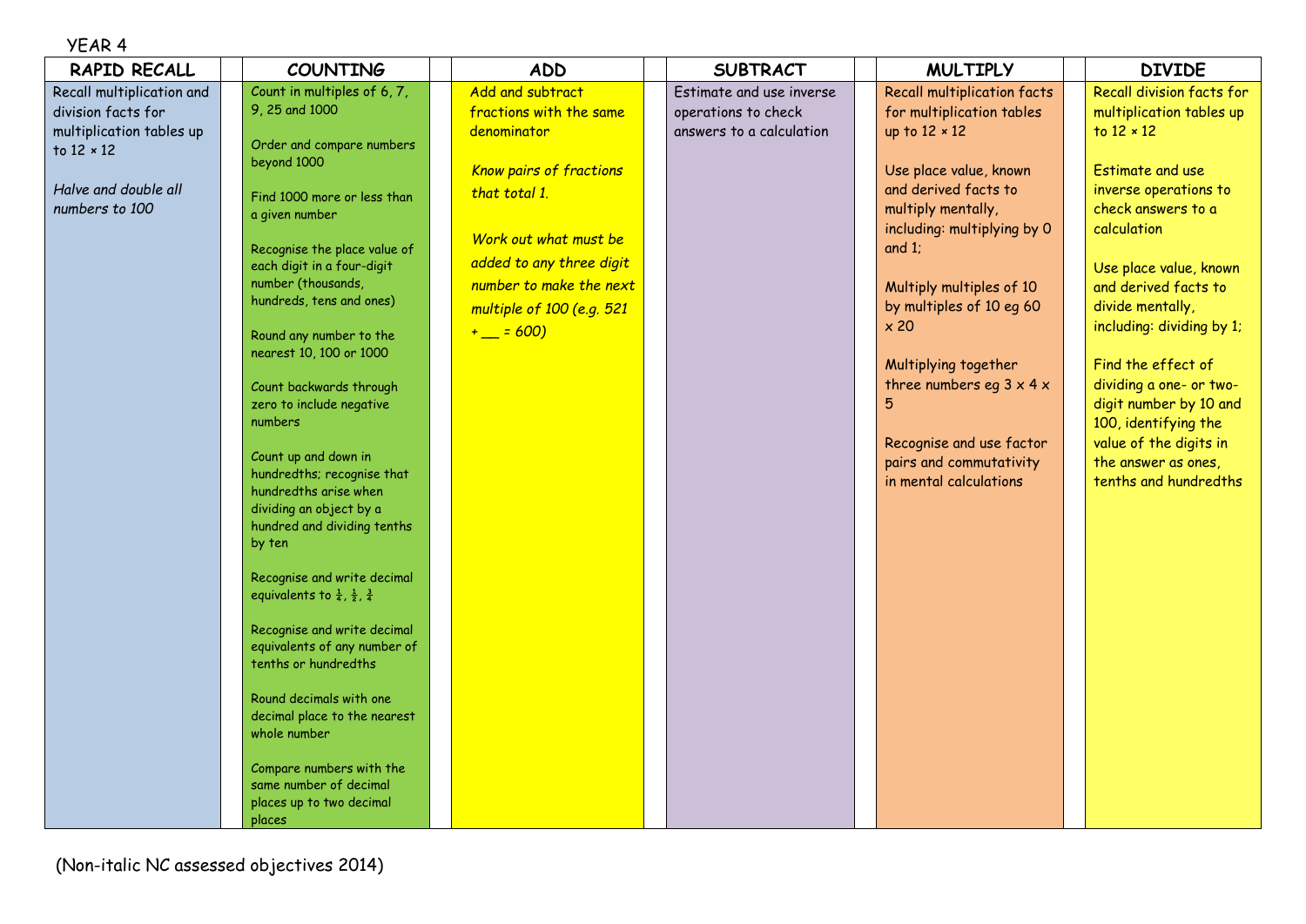YEAR 4

| RAPID RECALL | COUNTING | ADD | SUBTRACT | MULTIPLY | DIVIDE |
|---|---|---|---|---|---|
| Recall multiplication and division facts for multiplication tables up to 12 × 12<br><br>*Halve and double all numbers to 100* | Count in multiples of 6, 7, 9, 25 and 1000<br><br>Order and compare numbers beyond 1000<br><br>Find 1000 more or less than a given number<br><br>Recognise the place value of each digit in a four-digit number (thousands, hundreds, tens and ones)<br><br>Round any number to the nearest 10, 100 or 1000<br><br>Count backwards through zero to include negative numbers<br><br>Count up and down in hundredths; recognise that hundredths arise when dividing an object by a hundred and dividing tenths by ten<br><br>Recognise and write decimal equivalents to $\frac{1}{4}$, $\frac{1}{2}$, $\frac{3}{4}$<br><br>Recognise and write decimal equivalents of any number of tenths or hundredths<br><br>Round decimals with one decimal place to the nearest whole number<br><br>Compare numbers with the same number of decimal places up to two decimal places | Add and subtract fractions with the same denominator<br><br>*Know pairs of fractions that total 1.*<br><br>*Work out what must be added to any three digit number to make the next multiple of 100 (e.g. 521 + __ = 600)* | Estimate and use inverse operations to check answers to a calculation | Recall multiplication facts for multiplication tables up to 12 × 12<br><br>Use place value, known and derived facts to multiply mentally, including: multiplying by 0 and 1;<br><br>Multiply multiples of 10 by multiples of 10 eg 60 x 20<br><br>Multiplying together three numbers eg 3 x 4 x 5<br><br>Recognise and use factor pairs and commutativity in mental calculations | Recall division facts for multiplication tables up to 12 × 12<br><br>Estimate and use inverse operations to check answers to a calculation<br><br>Use place value, known and derived facts to divide mentally, including: dividing by 1;<br><br>Find the effect of dividing a one- or two-digit number by 10 and 100, identifying the value of the digits in the answer as ones, tenths and hundredths |

(Non-italic NC assessed objectives 2014)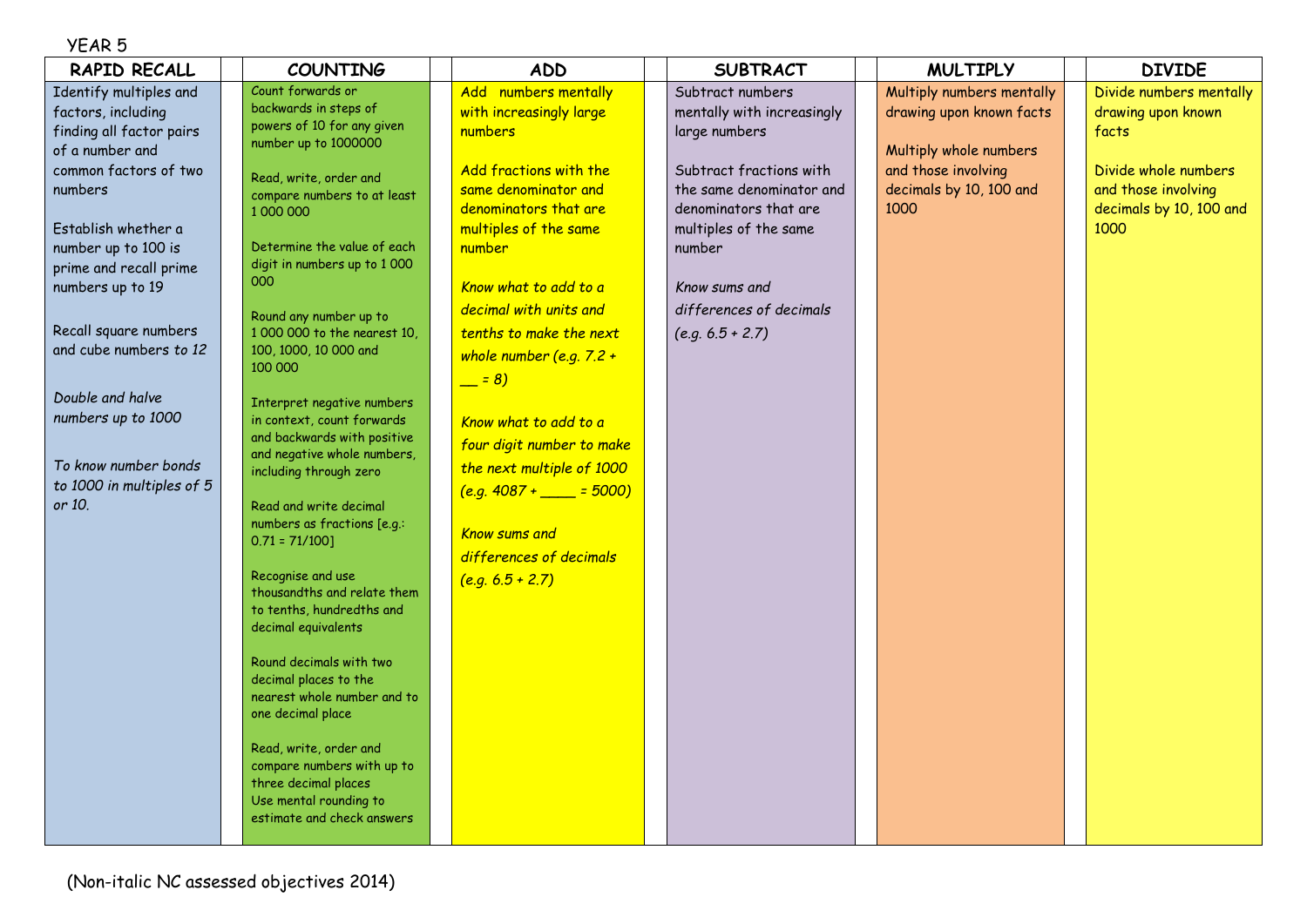YEAR 5

| RAPID RECALL | COUNTING | ADD | SUBTRACT | MULTIPLY | DIVIDE |
|---|---|---|---|---|---|
| Identify multiples and factors, including finding all factor pairs of a number and common factors of two numbers<br><br>Establish whether a number up to 100 is prime and recall prime numbers up to 19<br><br>Recall square numbers and cube numbers *to 12*<br><br>*Double and halve numbers up to 1000*<br><br>*To know number bonds to 1000 in multiples of 5 or 10.* | Count forwards or backwards in steps of powers of 10 for any given number up to 1000000<br><br>Read, write, order and compare numbers to at least 1 000 000<br><br>Determine the value of each digit in numbers up to 1 000 000<br><br>Round any number up to 1 000 000 to the nearest 10, 100, 1000, 10 000 and 100 000<br><br>Interpret negative numbers in context, count forwards and backwards with positive and negative whole numbers, including through zero<br><br>Read and write decimal numbers as fractions [e.g.: 0.71 = 71/100]<br><br>Recognise and use thousandths and relate them to tenths, hundredths and decimal equivalents<br><br>Round decimals with two decimal places to the nearest whole number and to one decimal place<br><br>Read, write, order and compare numbers with up to three decimal places<br>Use mental rounding to estimate and check answers | Add numbers mentally with increasingly large numbers<br><br>Add fractions with the same denominator and denominators that are multiples of the same number<br><br>*Know what to add to a decimal with units and tenths to make the next whole number (e.g. 7.2 + __ = 8)*<br><br>*Know what to add to a four digit number to make the next multiple of 1000 (e.g. 4087 + ____ = 5000)*<br><br>*Know sums and differences of decimals (e.g. 6.5 + 2.7)* | Subtract numbers mentally with increasingly large numbers<br><br>Subtract fractions with the same denominator and denominators that are multiples of the same number<br><br>*Know sums and differences of decimals (e.g. 6.5 + 2.7)* | Multiply numbers mentally drawing upon known facts<br><br>Multiply whole numbers and those involving decimals by 10, 100 and 1000 | Divide numbers mentally drawing upon known facts<br><br>Divide whole numbers and those involving decimals by 10, 100 and 1000 |

(Non-italic NC assessed objectives 2014)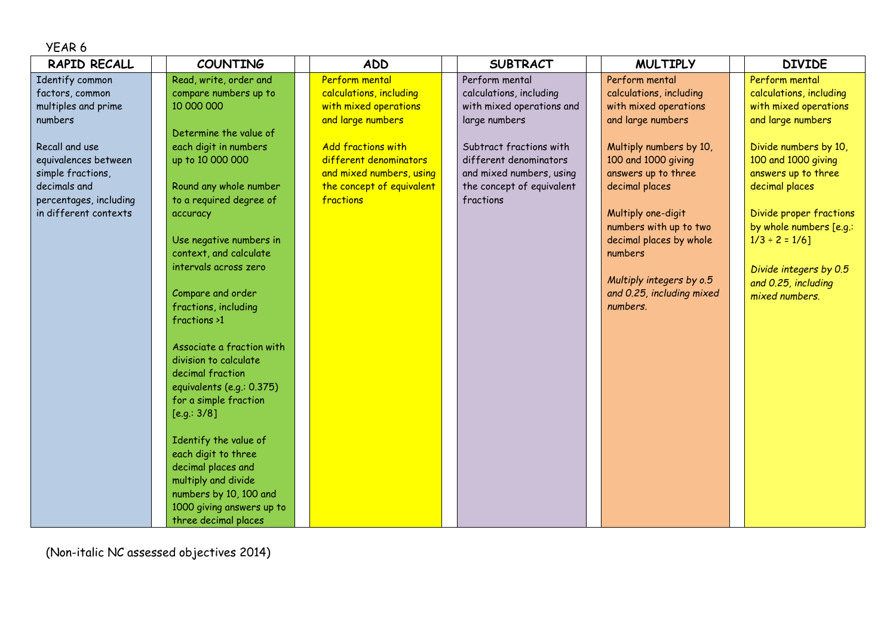YEAR 6

| RAPID RECALL | COUNTING | ADD | SUBTRACT | MULTIPLY | DIVIDE |
|---|---|---|---|---|---|
| Identify common factors, common multiples and prime numbers<br><br>Recall and use equivalences between simple fractions, decimals and percentages, including in different contexts | Read, write, order and compare numbers up to 10 000 000<br><br>Determine the value of each digit in numbers up to 10 000 000<br><br>Round any whole number to a required degree of accuracy<br><br>Use negative numbers in context, and calculate intervals across zero<br><br>Compare and order fractions, including fractions >1<br><br>Associate a fraction with division to calculate decimal fraction equivalents (e.g.: 0.375) for a simple fraction [e.g.: 3/8]<br><br>Identify the value of each digit to three decimal places and multiply and divide numbers by 10, 100 and 1000 giving answers up to three decimal places | Perform mental calculations, including with mixed operations and large numbers<br><br>Add fractions with different denominators and mixed numbers, using the concept of equivalent fractions | Perform mental calculations, including with mixed operations and large numbers<br><br>Subtract fractions with different denominators and mixed numbers, using the concept of equivalent fractions | Perform mental calculations, including with mixed operations and large numbers<br><br>Multiply numbers by 10, 100 and 1000 giving answers up to three decimal places<br><br>Multiply one-digit numbers with up to two decimal places by whole numbers<br><br>*Multiply integers by o.5 and 0.25, including mixed numbers.* | Perform mental calculations, including with mixed operations and large numbers<br><br>Divide numbers by 10, 100 and 1000 giving answers up to three decimal places<br><br>Divide proper fractions by whole numbers [e.g.: 1/3 ÷ 2 = 1/6]<br><br>*Divide integers by 0.5 and 0.25, including mixed numbers.* |

(Non-italic NC assessed objectives 2014)